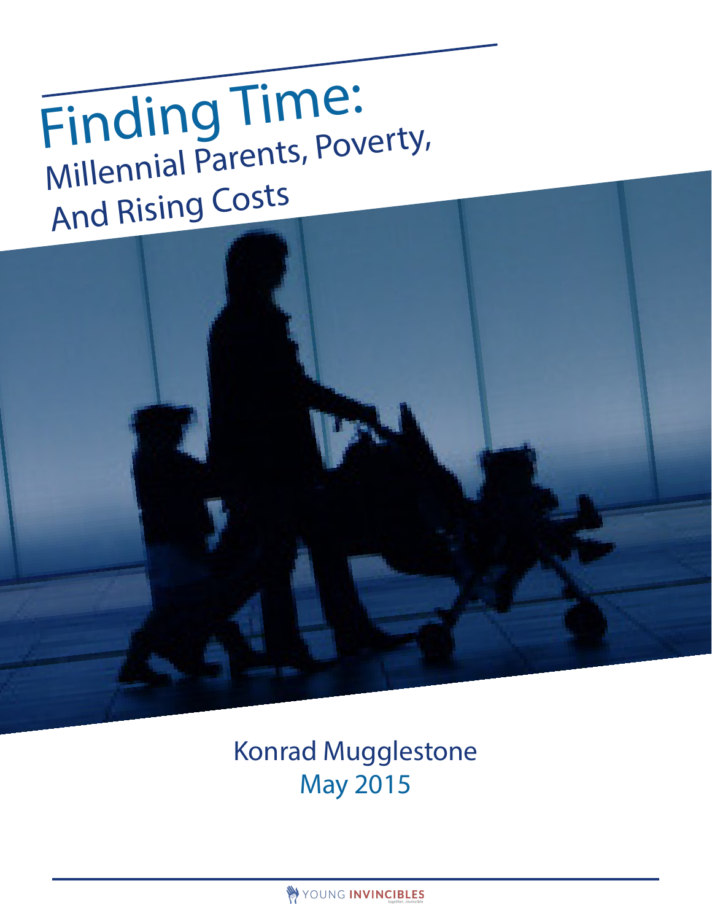# Finding Time:

## Millennial Parents, Poverty, And Rising Costs

Konrad Mugglestone

May 2015

YOUNG INVINCIBLES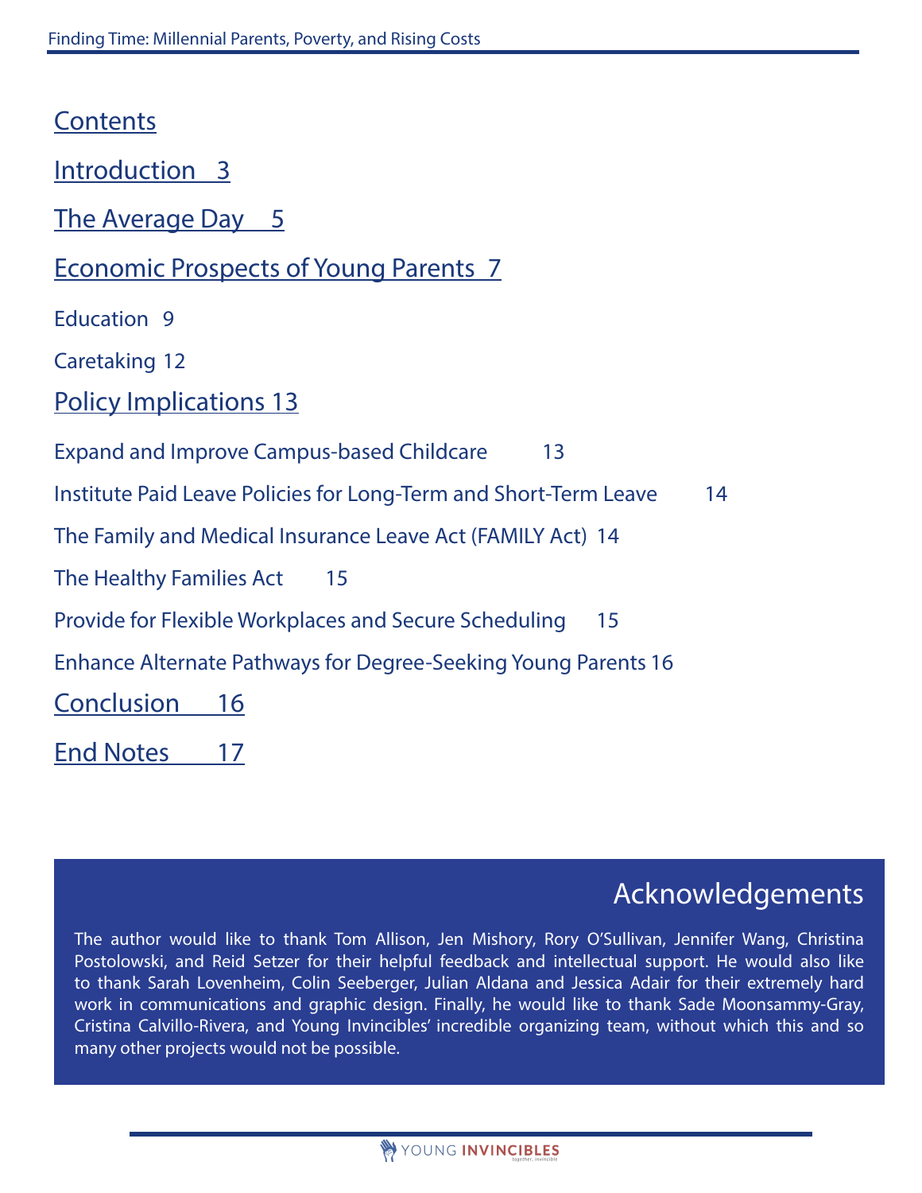## Contents

Introduction 3

The Average Day 5

Economic Prospects of Young Parents 7

Education 9

Caretaking 12

Policy Implications 13

Expand and Improve Campus-based Childcare 13

Institute Paid Leave Policies for Long-Term and Short-Term Leave 14

The Family and Medical Insurance Leave Act (FAMILY Act) 14

The Healthy Families Act 15

Provide for Flexible Workplaces and Secure Scheduling 15

Enhance Alternate Pathways for Degree-Seeking Young Parents 16

Conclusion 16

End Notes 17

## Acknowledgements

The author would like to thank Tom Allison, Jen Mishory, Rory O'Sullivan, Jennifer Wang, Christina Postolowski, and Reid Setzer for their helpful feedback and intellectual support. He would also like to thank Sarah Lovenheim, Colin Seeberger, Julian Aldana and Jessica Adair for their extremely hard work in communications and graphic design. Finally, he would like to thank Sade Moonsammy-Gray, Cristina Calvillo-Rivera, and Young Invincibles' incredible organizing team, without which this and so many other projects would not be possible.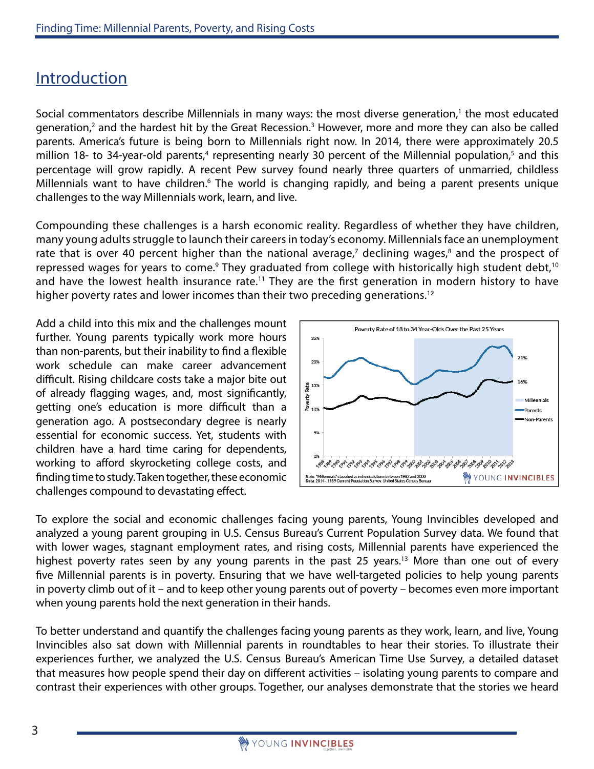## Introduction

Social commentators describe Millennials in many ways: the most diverse generation,[1] the most educated generation,[2] and the hardest hit by the Great Recession.[3] However, more and more they can also be called parents. America's future is being born to Millennials right now. In 2014, there were approximately 20.5 million 18- to 34-year-old parents,[4] representing nearly 30 percent of the Millennial population,[5] and this percentage will grow rapidly. A recent Pew survey found nearly three quarters of unmarried, childless Millennials want to have children.[6] The world is changing rapidly, and being a parent presents unique challenges to the way Millennials work, learn, and live.

Compounding these challenges is a harsh economic reality. Regardless of whether they have children, many young adults struggle to launch their careers in today's economy. Millennials face an unemployment rate that is over 40 percent higher than the national average,[7] declining wages,[8] and the prospect of repressed wages for years to come.[9] They graduated from college with historically high student debt,[10] and have the lowest health insurance rate.[11] They are the first generation in modern history to have higher poverty rates and lower incomes than their two preceding generations.[12]

Add a child into this mix and the challenges mount further. Young parents typically work more hours than non-parents, but their inability to find a flexible work schedule can make career advancement difficult. Rising childcare costs take a major bite out of already flagging wages, and, most significantly, getting one's education is more difficult than a generation ago. A postsecondary degree is nearly essential for economic success. Yet, students with children have a hard time caring for dependents, working to afford skyrocketing college costs, and finding time to study. Taken together, these economic challenges compound to devastating effect.

Poverty Rate of 18 to 34 Year-Olds Over the Past 25 Years

Note: "Millennials" classified as individuals born between 1982 and 2000
Data: 2014 - 1989 Current Population Survey, United States Census Bureau

To explore the social and economic challenges facing young parents, Young Invincibles developed and analyzed a young parent grouping in U.S. Census Bureau's Current Population Survey data. We found that with lower wages, stagnant employment rates, and rising costs, Millennial parents have experienced the highest poverty rates seen by any young parents in the past 25 years.[13] More than one out of every five Millennial parents is in poverty. Ensuring that we have well-targeted policies to help young parents in poverty climb out of it – and to keep other young parents out of poverty – becomes even more important when young parents hold the next generation in their hands.

To better understand and quantify the challenges facing young parents as they work, learn, and live, Young Invincibles also sat down with Millennial parents in roundtables to hear their stories. To illustrate their experiences further, we analyzed the U.S. Census Bureau's American Time Use Survey, a detailed dataset that measures how people spend their day on different activities – isolating young parents to compare and contrast their experiences with other groups. Together, our analyses demonstrate that the stories we heard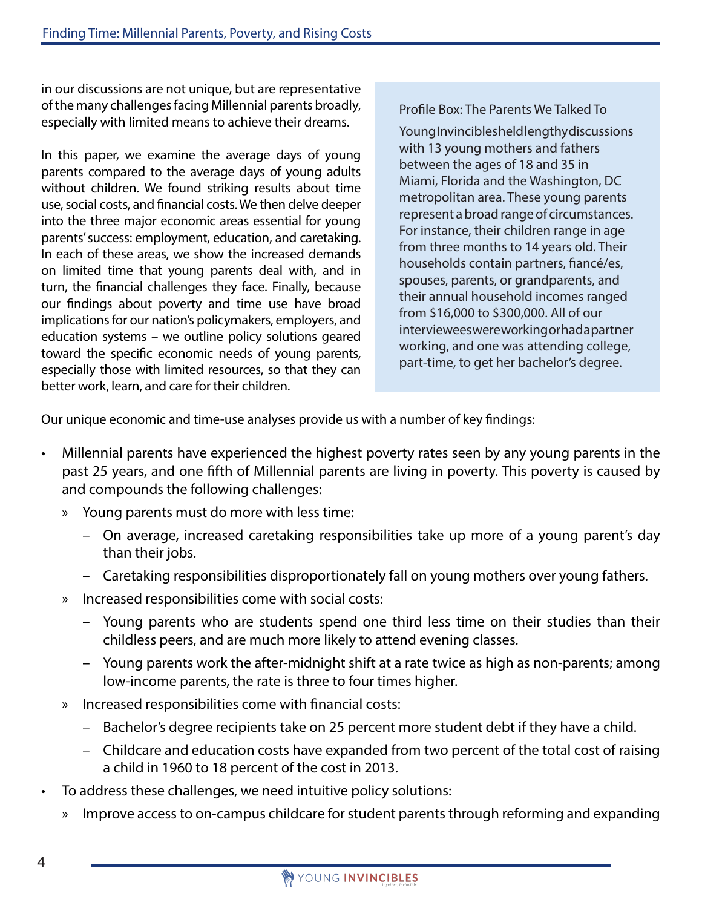in our discussions are not unique, but are representative of the many challenges facing Millennial parents broadly, especially with limited means to achieve their dreams.

In this paper, we examine the average days of young parents compared to the average days of young adults without children. We found striking results about time use, social costs, and financial costs. We then delve deeper into the three major economic areas essential for young parents' success: employment, education, and caretaking. In each of these areas, we show the increased demands on limited time that young parents deal with, and in turn, the financial challenges they face. Finally, because our findings about poverty and time use have broad implications for our nation's policymakers, employers, and education systems – we outline policy solutions geared toward the specific economic needs of young parents, especially those with limited resources, so that they can better work, learn, and care for their children.

> Profile Box: The Parents We Talked To
>
> Young Invincibles held lengthy discussions with 13 young mothers and fathers between the ages of 18 and 35 in Miami, Florida and the Washington, DC metropolitan area. These young parents represent a broad range of circumstances. For instance, their children range in age from three months to 14 years old. Their households contain partners, fiancé/es, spouses, parents, or grandparents, and their annual household incomes ranged from $16,000 to $300,000. All of our interviewees were working or had a partner working, and one was attending college, part-time, to get her bachelor's degree.

Our unique economic and time-use analyses provide us with a number of key findings:

- Millennial parents have experienced the highest poverty rates seen by any young parents in the past 25 years, and one fifth of Millennial parents are living in poverty. This poverty is caused by and compounds the following challenges:
  - Young parents must do more with less time:
    - On average, increased caretaking responsibilities take up more of a young parent's day than their jobs.
    - Caretaking responsibilities disproportionately fall on young mothers over young fathers.
  - Increased responsibilities come with social costs:
    - Young parents who are students spend one third less time on their studies than their childless peers, and are much more likely to attend evening classes.
    - Young parents work the after-midnight shift at a rate twice as high as non-parents; among low-income parents, the rate is three to four times higher.
  - Increased responsibilities come with financial costs:
    - Bachelor's degree recipients take on 25 percent more student debt if they have a child.
    - Childcare and education costs have expanded from two percent of the total cost of raising a child in 1960 to 18 percent of the cost in 2013.
- To address these challenges, we need intuitive policy solutions:
  - Improve access to on-campus childcare for student parents through reforming and expanding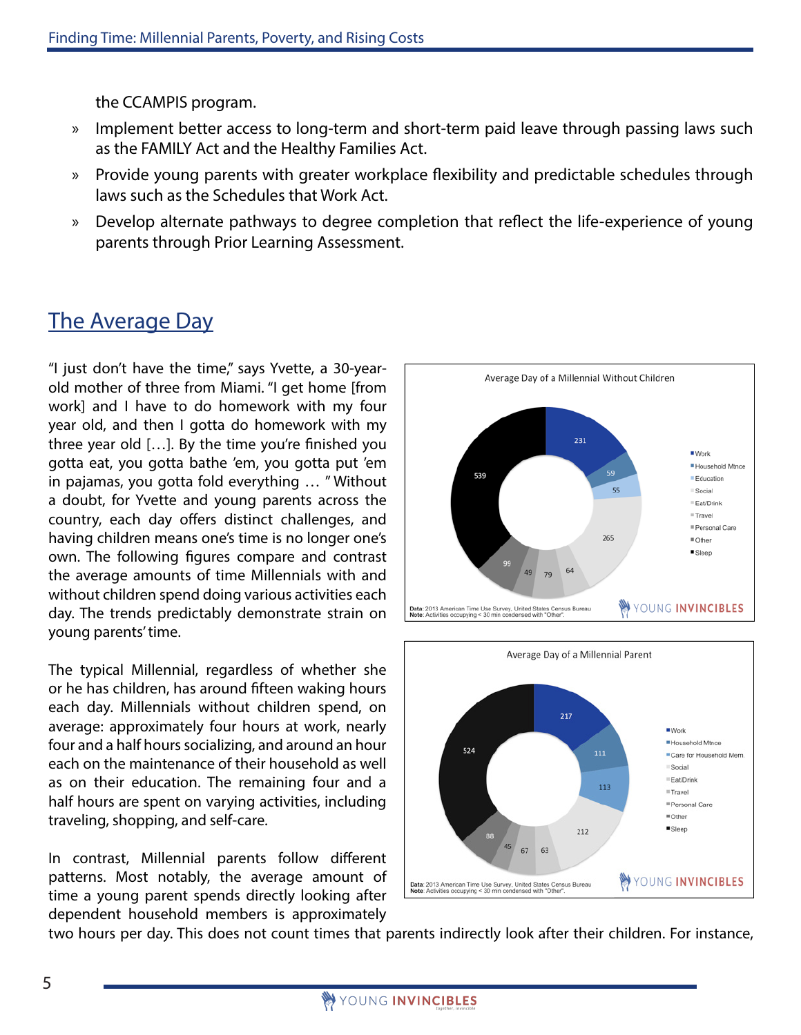the CCAMPIS program.

» Implement better access to long-term and short-term paid leave through passing laws such as the FAMILY Act and the Healthy Families Act.

» Provide young parents with greater workplace flexibility and predictable schedules through laws such as the Schedules that Work Act.

» Develop alternate pathways to degree completion that reflect the life-experience of young parents through Prior Learning Assessment.

## The Average Day

"I just don't have the time," says Yvette, a 30-year-old mother of three from Miami. "I get home [from work] and I have to do homework with my four year old, and then I gotta do homework with my three year old […]. By the time you're finished you gotta eat, you gotta bathe 'em, you gotta put 'em in pajamas, you gotta fold everything … " Without a doubt, for Yvette and young parents across the country, each day offers distinct challenges, and having children means one's time is no longer one's own. The following figures compare and contrast the average amounts of time Millennials with and without children spend doing various activities each day. The trends predictably demonstrate strain on young parents' time.

Average Day of a Millennial Without Children

| Activity | Minutes |
|---|---|
| Work | 231 |
| Household Mtnce | 59 |
| Education | 55 |
| Social | 265 |
| Eat/Drink | 64 |
| Travel | 79 |
| Personal Care | 49 |
| Other | 99 |
| Sleep | 539 |

Data: 2013 American Time Use Survey, United States Census Bureau
Note: Activities occupying < 30 min condensed with "Other".

Average Day of a Millennial Parent

| Activity | Minutes |
|---|---|
| Work | 217 |
| Household Mtnce | 111 |
| Care for Household Mem. | 113 |
| Social | 212 |
| Eat/Drink | 63 |
| Travel | 67 |
| Personal Care | 45 |
| Other | 88 |
| Sleep | 524 |

Data: 2013 American Time Use Survey, United States Census Bureau
Note: Activities occupying < 30 min condensed with "Other".

The typical Millennial, regardless of whether she or he has children, has around fifteen waking hours each day. Millennials without children spend, on average: approximately four hours at work, nearly four and a half hours socializing, and around an hour each on the maintenance of their household as well as on their education. The remaining four and a half hours are spent on varying activities, including traveling, shopping, and self-care.

In contrast, Millennial parents follow different patterns. Most notably, the average amount of time a young parent spends directly looking after dependent household members is approximately two hours per day. This does not count times that parents indirectly look after their children. For instance,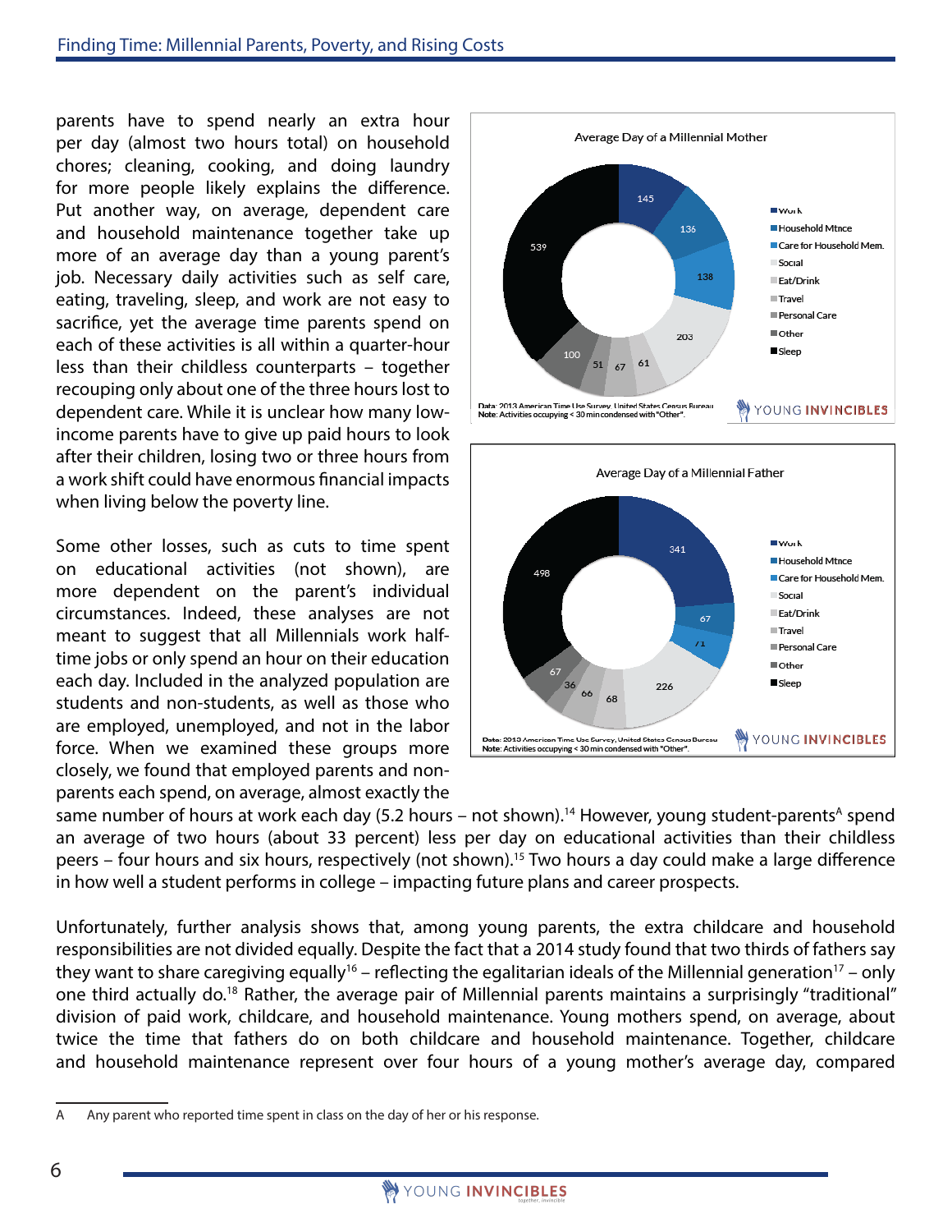parents have to spend nearly an extra hour per day (almost two hours total) on household chores; cleaning, cooking, and doing laundry for more people likely explains the difference. Put another way, on average, dependent care and household maintenance together take up more of an average day than a young parent's job. Necessary daily activities such as self care, eating, traveling, sleep, and work are not easy to sacrifice, yet the average time parents spend on each of these activities is all within a quarter-hour less than their childless counterparts – together recouping only about one of the three hours lost to dependent care. While it is unclear how many low-income parents have to give up paid hours to look after their children, losing two or three hours from a work shift could have enormous financial impacts when living below the poverty line.

**Average Day of a Millennial Mother**

| Activity | Minutes |
|---|---|
| Work | 145 |
| Household Mtnce | 136 |
| Care for Household Mem. | 138 |
| Social | 203 |
| Eat/Drink | 61 |
| Travel | 67 |
| Personal Care | 51 |
| Other | 100 |
| Sleep | 539 |

Data: 2013 American Time Use Survey, United States Census Bureau
Note: Activities occupying < 30 min condensed with "Other".

**Average Day of a Millennial Father**

| Activity | Minutes |
|---|---|
| Work | 341 |
| Household Mtnce | 67 |
| Care for Household Mem. | 71 |
| Social | 226 |
| Eat/Drink | 68 |
| Travel | 66 |
| Personal Care | 36 |
| Other | 67 |
| Sleep | 498 |

Data: 2013 American Time Use Survey, United States Census Bureau
Note: Activities occupying < 30 min condensed with "Other".

Some other losses, such as cuts to time spent on educational activities (not shown), are more dependent on the parent's individual circumstances. Indeed, these analyses are not meant to suggest that all Millennials work half-time jobs or only spend an hour on their education each day. Included in the analyzed population are students and non-students, as well as those who are employed, unemployed, and not in the labor force. When we examined these groups more closely, we found that employed parents and non-parents each spend, on average, almost exactly the same number of hours at work each day (5.2 hours – not shown).[14] However, young student-parents[A] spend an average of two hours (about 33 percent) less per day on educational activities than their childless peers – four hours and six hours, respectively (not shown).[15] Two hours a day could make a large difference in how well a student performs in college – impacting future plans and career prospects.

Unfortunately, further analysis shows that, among young parents, the extra childcare and household responsibilities are not divided equally. Despite the fact that a 2014 study found that two thirds of fathers say they want to share caregiving equally[16] – reflecting the egalitarian ideals of the Millennial generation[17] – only one third actually do.[18] Rather, the average pair of Millennial parents maintains a surprisingly "traditional" division of paid work, childcare, and household maintenance. Young mothers spend, on average, about twice the time that fathers do on both childcare and household maintenance. Together, childcare and household maintenance represent over four hours of a young mother's average day, compared

---

A Any parent who reported time spent in class on the day of her or his response.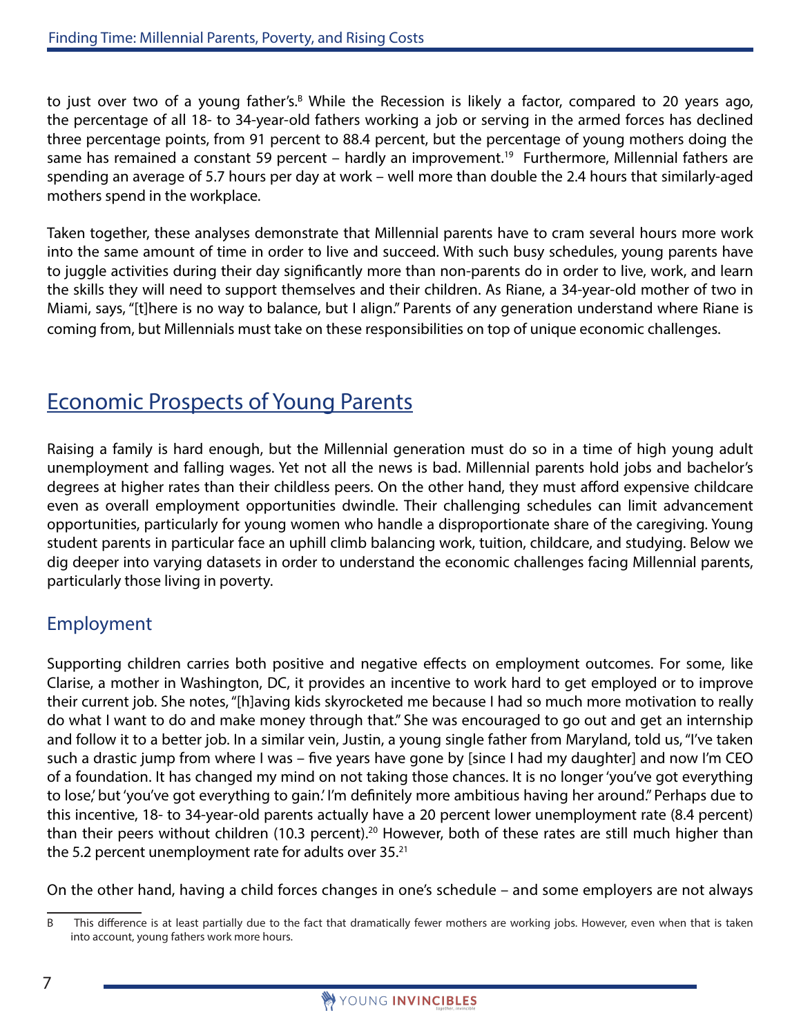to just over two of a young father's.[B] While the Recession is likely a factor, compared to 20 years ago, the percentage of all 18- to 34-year-old fathers working a job or serving in the armed forces has declined three percentage points, from 91 percent to 88.4 percent, but the percentage of young mothers doing the same has remained a constant 59 percent – hardly an improvement.[19] Furthermore, Millennial fathers are spending an average of 5.7 hours per day at work – well more than double the 2.4 hours that similarly-aged mothers spend in the workplace.

Taken together, these analyses demonstrate that Millennial parents have to cram several hours more work into the same amount of time in order to live and succeed. With such busy schedules, young parents have to juggle activities during their day significantly more than non-parents do in order to live, work, and learn the skills they will need to support themselves and their children. As Riane, a 34-year-old mother of two in Miami, says, "[t]here is no way to balance, but I align." Parents of any generation understand where Riane is coming from, but Millennials must take on these responsibilities on top of unique economic challenges.

## Economic Prospects of Young Parents

Raising a family is hard enough, but the Millennial generation must do so in a time of high young adult unemployment and falling wages. Yet not all the news is bad. Millennial parents hold jobs and bachelor's degrees at higher rates than their childless peers. On the other hand, they must afford expensive childcare even as overall employment opportunities dwindle. Their challenging schedules can limit advancement opportunities, particularly for young women who handle a disproportionate share of the caregiving. Young student parents in particular face an uphill climb balancing work, tuition, childcare, and studying. Below we dig deeper into varying datasets in order to understand the economic challenges facing Millennial parents, particularly those living in poverty.

### Employment

Supporting children carries both positive and negative effects on employment outcomes. For some, like Clarise, a mother in Washington, DC, it provides an incentive to work hard to get employed or to improve their current job. She notes, "[h]aving kids skyrocketed me because I had so much more motivation to really do what I want to do and make money through that." She was encouraged to go out and get an internship and follow it to a better job. In a similar vein, Justin, a young single father from Maryland, told us, "I've taken such a drastic jump from where I was – five years have gone by [since I had my daughter] and now I'm CEO of a foundation. It has changed my mind on not taking those chances. It is no longer 'you've got everything to lose,' but 'you've got everything to gain.' I'm definitely more ambitious having her around." Perhaps due to this incentive, 18- to 34-year-old parents actually have a 20 percent lower unemployment rate (8.4 percent) than their peers without children (10.3 percent).[20] However, both of these rates are still much higher than the 5.2 percent unemployment rate for adults over 35.[21]

On the other hand, having a child forces changes in one's schedule – and some employers are not always

---

B This difference is at least partially due to the fact that dramatically fewer mothers are working jobs. However, even when that is taken into account, young fathers work more hours.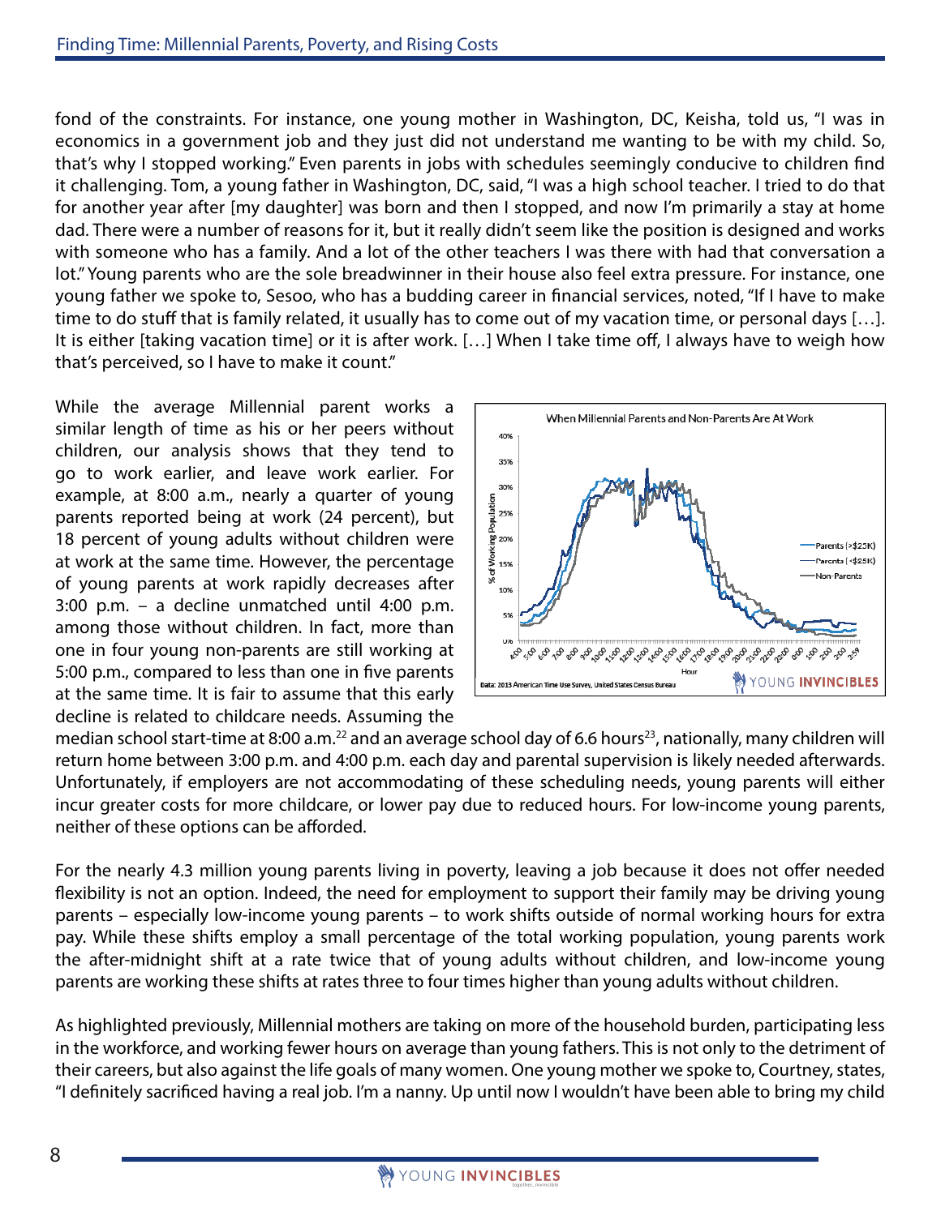fond of the constraints. For instance, one young mother in Washington, DC, Keisha, told us, "I was in economics in a government job and they just did not understand me wanting to be with my child. So, that's why I stopped working." Even parents in jobs with schedules seemingly conducive to children find it challenging. Tom, a young father in Washington, DC, said, "I was a high school teacher. I tried to do that for another year after [my daughter] was born and then I stopped, and now I'm primarily a stay at home dad. There were a number of reasons for it, but it really didn't seem like the position is designed and works with someone who has a family. And a lot of the other teachers I was there with had that conversation a lot." Young parents who are the sole breadwinner in their house also feel extra pressure. For instance, one young father we spoke to, Sesoo, who has a budding career in financial services, noted, "If I have to make time to do stuff that is family related, it usually has to come out of my vacation time, or personal days […]. It is either [taking vacation time] or it is after work. […] When I take time off, I always have to weigh how that's perceived, so I have to make it count."

While the average Millennial parent works a similar length of time as his or her peers without children, our analysis shows that they tend to go to work earlier, and leave work earlier. For example, at 8:00 a.m., nearly a quarter of young parents reported being at work (24 percent), but 18 percent of young adults without children were at work at the same time. However, the percentage of young parents at work rapidly decreases after 3:00 p.m. – a decline unmatched until 4:00 p.m. among those without children. In fact, more than one in four young non-parents are still working at 5:00 p.m., compared to less than one in five parents at the same time. It is fair to assume that this early decline is related to childcare needs. Assuming the median school start-time at 8:00 a.m.[22] and an average school day of 6.6 hours[23], nationally, many children will return home between 3:00 p.m. and 4:00 p.m. each day and parental supervision is likely needed afterwards. Unfortunately, if employers are not accommodating of these scheduling needs, young parents will either incur greater costs for more childcare, or lower pay due to reduced hours. For low-income young parents, neither of these options can be afforded.

When Millennial Parents and Non-Parents Are At Work

Data: 2013 American Time Use Survey, United States Census Bureau

For the nearly 4.3 million young parents living in poverty, leaving a job because it does not offer needed flexibility is not an option. Indeed, the need for employment to support their family may be driving young parents – especially low-income young parents – to work shifts outside of normal working hours for extra pay. While these shifts employ a small percentage of the total working population, young parents work the after-midnight shift at a rate twice that of young adults without children, and low-income young parents are working these shifts at rates three to four times higher than young adults without children.

As highlighted previously, Millennial mothers are taking on more of the household burden, participating less in the workforce, and working fewer hours on average than young fathers. This is not only to the detriment of their careers, but also against the life goals of many women. One young mother we spoke to, Courtney, states, "I definitely sacrificed having a real job. I'm a nanny. Up until now I wouldn't have been able to bring my child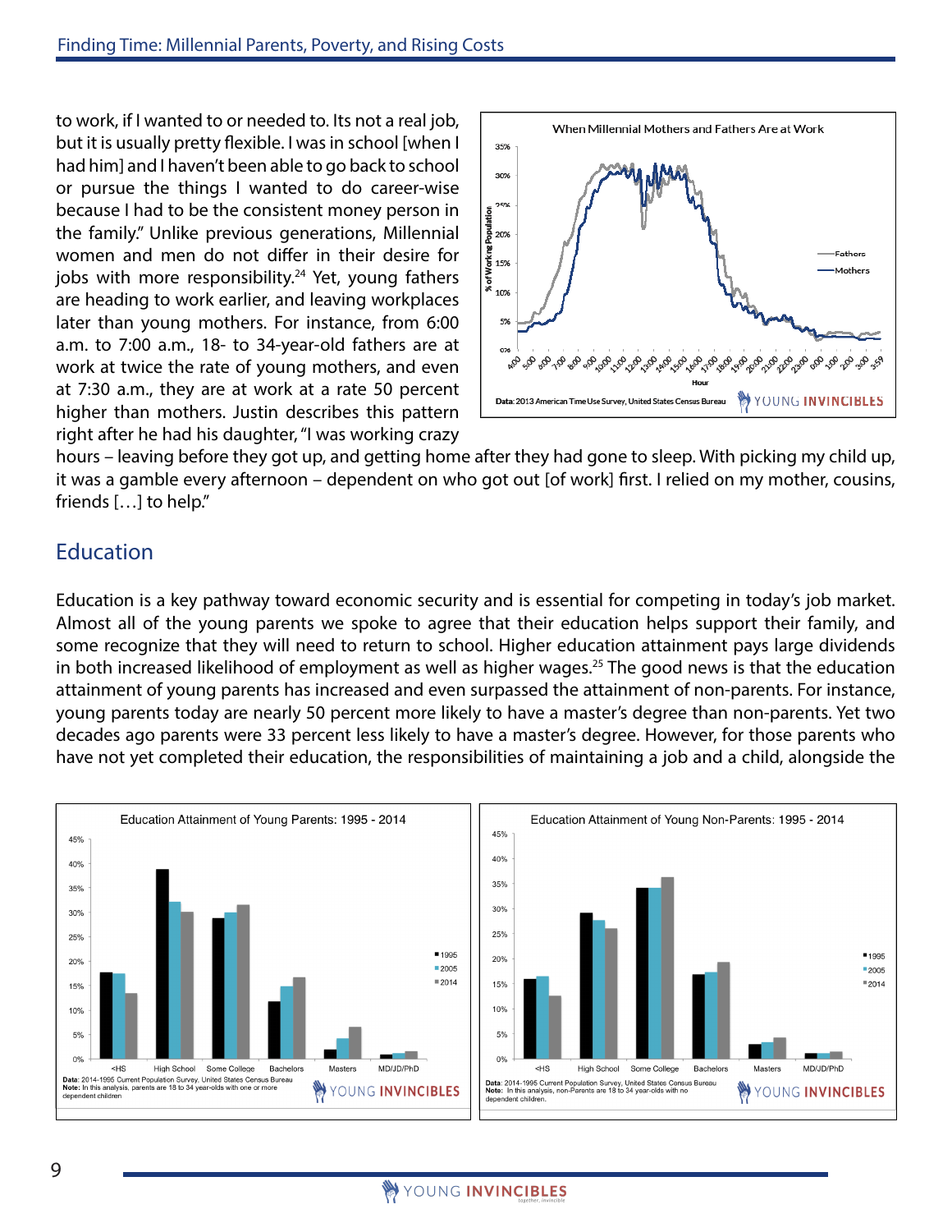to work, if I wanted to or needed to. Its not a real job, but it is usually pretty flexible. I was in school [when I had him] and I haven't been able to go back to school or pursue the things I wanted to do career-wise because I had to be the consistent money person in the family." Unlike previous generations, Millennial women and men do not differ in their desire for jobs with more responsibility.[24] Yet, young fathers are heading to work earlier, and leaving workplaces later than young mothers. For instance, from 6:00 a.m. to 7:00 a.m., 18- to 34-year-old fathers are at work at twice the rate of young mothers, and even at 7:30 a.m., they are at work at a rate 50 percent higher than mothers. Justin describes this pattern right after he had his daughter, "I was working crazy hours – leaving before they got up, and getting home after they had gone to sleep. With picking my child up, it was a gamble every afternoon – dependent on who got out [of work] first. I relied on my mother, cousins, friends […] to help."

When Millennial Mothers and Fathers Are at Work

Data: 2013 American Time Use Survey, United States Census Bureau

## Education

Education is a key pathway toward economic security and is essential for competing in today's job market. Almost all of the young parents we spoke to agree that their education helps support their family, and some recognize that they will need to return to school. Higher education attainment pays large dividends in both increased likelihood of employment as well as higher wages.[25] The good news is that the education attainment of young parents has increased and even surpassed the attainment of non-parents. For instance, young parents today are nearly 50 percent more likely to have a master's degree than non-parents. Yet two decades ago parents were 33 percent less likely to have a master's degree. However, for those parents who have not yet completed their education, the responsibilities of maintaining a job and a child, alongside the

Education Attainment of Young Parents: 1995 - 2014

Data: 2014-1995 Current Population Survey, United States Census Bureau
Note: In this analysis, parents are 18 to 34 year-olds with one or more dependent children

Education Attainment of Young Non-Parents: 1995 - 2014

Data: 2014-1995 Current Population Survey, United States Census Bureau
Note: In this analysis, non-Parents are 18 to 34 year-olds with no dependent children.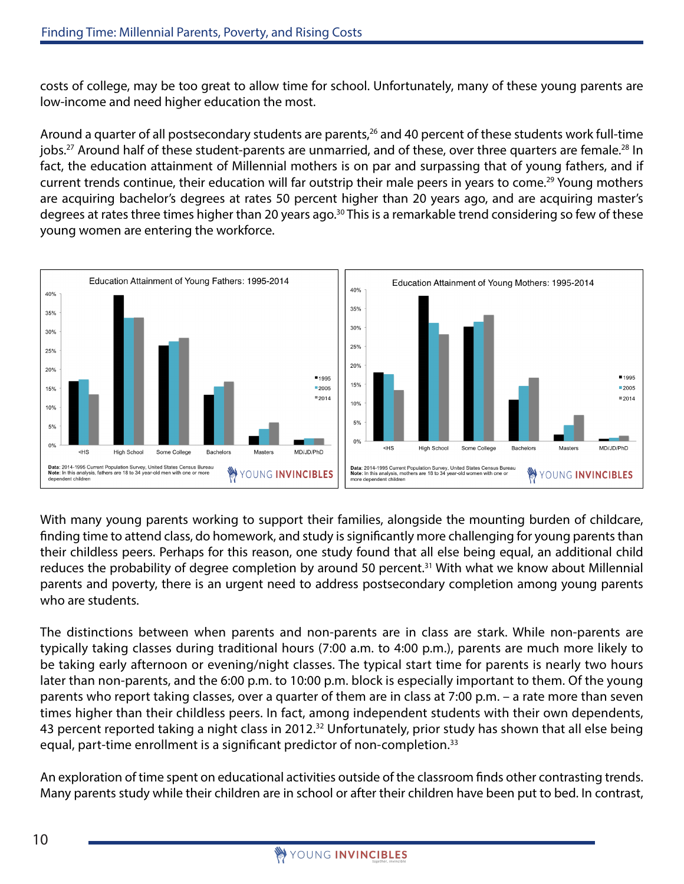costs of college, may be too great to allow time for school. Unfortunately, many of these young parents are low-income and need higher education the most.

Around a quarter of all postsecondary students are parents,[26] and 40 percent of these students work full-time jobs.[27] Around half of these student-parents are unmarried, and of these, over three quarters are female.[28] In fact, the education attainment of Millennial mothers is on par and surpassing that of young fathers, and if current trends continue, their education will far outstrip their male peers in years to come.[29] Young mothers are acquiring bachelor's degrees at rates 50 percent higher than 20 years ago, and are acquiring master's degrees at rates three times higher than 20 years ago.[30] This is a remarkable trend considering so few of these young women are entering the workforce.

Education Attainment of Young Fathers: 1995-2014

Data: 2014-1995 Current Population Survey, United States Census Bureau
Note: In this analysis, fathers are 18 to 34 year-old men with one or more dependent children

Education Attainment of Young Mothers: 1995-2014

Data: 2014-1995 Current Population Survey, United States Census Bureau
Note: In this analysis, mothers are 18 to 34 year-old women with one or more dependent children

With many young parents working to support their families, alongside the mounting burden of childcare, finding time to attend class, do homework, and study is significantly more challenging for young parents than their childless peers. Perhaps for this reason, one study found that all else being equal, an additional child reduces the probability of degree completion by around 50 percent.[31] With what we know about Millennial parents and poverty, there is an urgent need to address postsecondary completion among young parents who are students.

The distinctions between when parents and non-parents are in class are stark. While non-parents are typically taking classes during traditional hours (7:00 a.m. to 4:00 p.m.), parents are much more likely to be taking early afternoon or evening/night classes. The typical start time for parents is nearly two hours later than non-parents, and the 6:00 p.m. to 10:00 p.m. block is especially important to them. Of the young parents who report taking classes, over a quarter of them are in class at 7:00 p.m. – a rate more than seven times higher than their childless peers. In fact, among independent students with their own dependents, 43 percent reported taking a night class in 2012.[32] Unfortunately, prior study has shown that all else being equal, part-time enrollment is a significant predictor of non-completion.[33]

An exploration of time spent on educational activities outside of the classroom finds other contrasting trends. Many parents study while their children are in school or after their children have been put to bed. In contrast,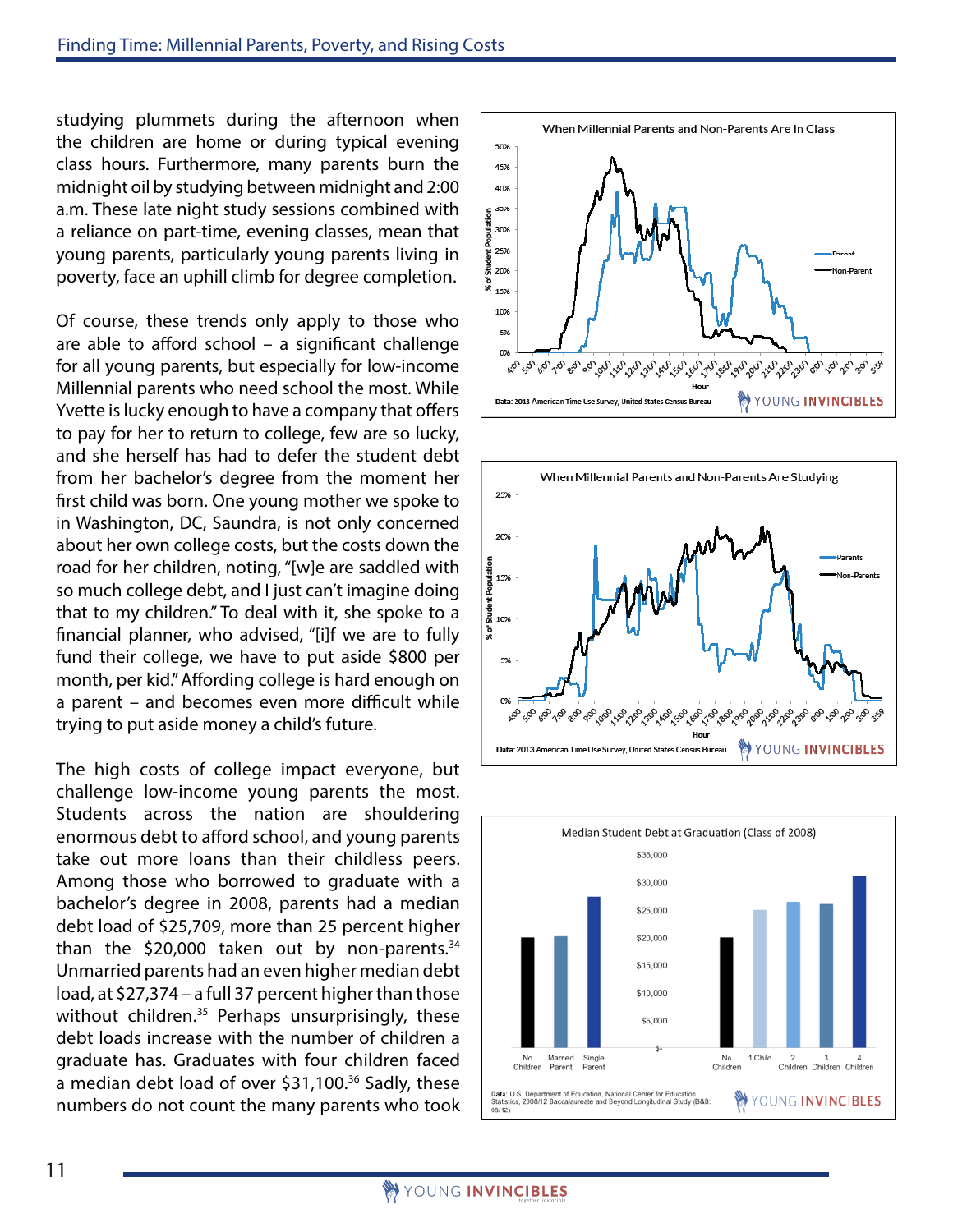studying plummets during the afternoon when the children are home or during typical evening class hours. Furthermore, many parents burn the midnight oil by studying between midnight and 2:00 a.m. These late night study sessions combined with a reliance on part-time, evening classes, mean that young parents, particularly young parents living in poverty, face an uphill climb for degree completion.

Of course, these trends only apply to those who are able to afford school – a significant challenge for all young parents, but especially for low-income Millennial parents who need school the most. While Yvette is lucky enough to have a company that offers to pay for her to return to college, few are so lucky, and she herself has had to defer the student debt from her bachelor's degree from the moment her first child was born. One young mother we spoke to in Washington, DC, Saundra, is not only concerned about her own college costs, but the costs down the road for her children, noting, "[w]e are saddled with so much college debt, and I just can't imagine doing that to my children." To deal with it, she spoke to a financial planner, who advised, "[i]f we are to fully fund their college, we have to put aside $800 per month, per kid." Affording college is hard enough on a parent – and becomes even more difficult while trying to put aside money a child's future.

The high costs of college impact everyone, but challenge low-income young parents the most. Students across the nation are shouldering enormous debt to afford school, and young parents take out more loans than their childless peers. Among those who borrowed to graduate with a bachelor's degree in 2008, parents had a median debt load of $25,709, more than 25 percent higher than the $20,000 taken out by non-parents.[34] Unmarried parents had an even higher median debt load, at $27,374 – a full 37 percent higher than those without children.[35] Perhaps unsurprisingly, these debt loads increase with the number of children a graduate has. Graduates with four children faced a median debt load of over $31,100.[36] Sadly, these numbers do not count the many parents who took

When Millennial Parents and Non-Parents Are In Class

Data: 2013 American Time Use Survey, United States Census Bureau

When Millennial Parents and Non-Parents Are Studying

Data: 2013 American Time Use Survey, United States Census Bureau

Median Student Debt at Graduation (Class of 2008)

Data: U.S. Department of Education, National Center for Education Statistics, 2008/12 Baccalaureate and Beyond Longitudinal Study (B&B: 08/12)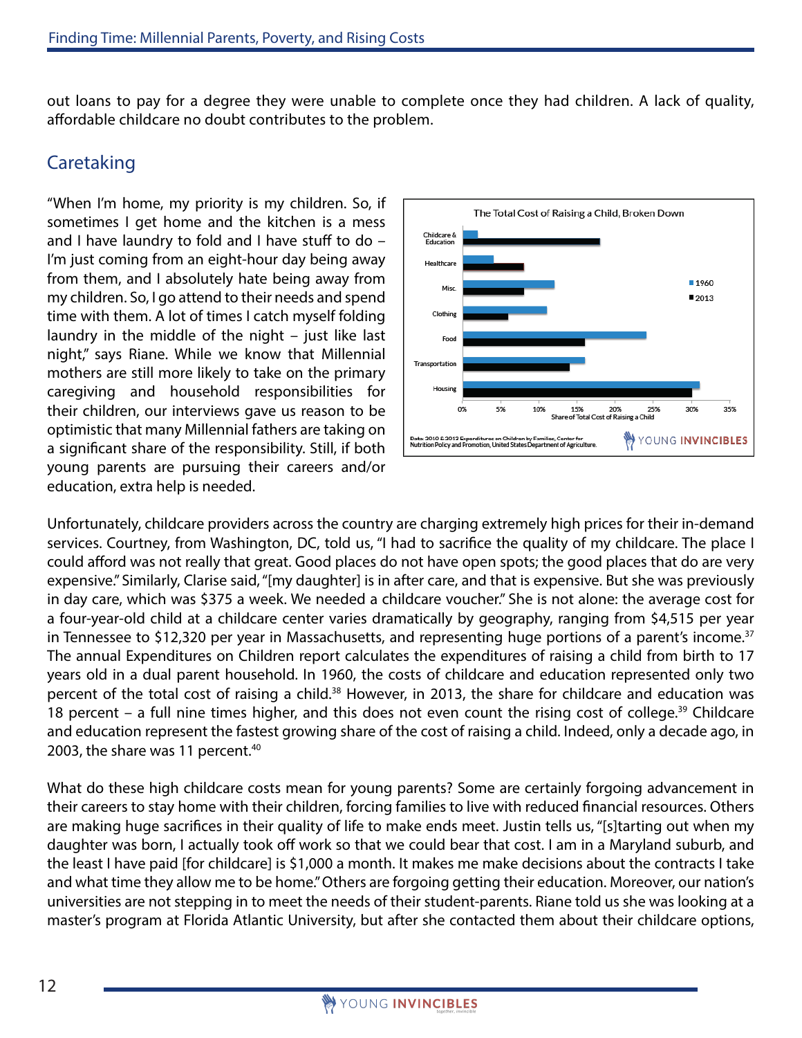out loans to pay for a degree they were unable to complete once they had children. A lack of quality, affordable childcare no doubt contributes to the problem.

## Caretaking

"When I'm home, my priority is my children. So, if sometimes I get home and the kitchen is a mess and I have laundry to fold and I have stuff to do – I'm just coming from an eight-hour day being away from them, and I absolutely hate being away from my children. So, I go attend to their needs and spend time with them. A lot of times I catch myself folding laundry in the middle of the night – just like last night," says Riane. While we know that Millennial mothers are still more likely to take on the primary caregiving and household responsibilities for their children, our interviews gave us reason to be optimistic that many Millennial fathers are taking on a significant share of the responsibility. Still, if both young parents are pursuing their careers and/or education, extra help is needed.

The Total Cost of Raising a Child, Broken Down

Data: 2010 & 2013 Expenditures on Children by Families, Center for Nutrition Policy and Promotion, United States Department of Agriculture.

Unfortunately, childcare providers across the country are charging extremely high prices for their in-demand services. Courtney, from Washington, DC, told us, "I had to sacrifice the quality of my childcare. The place I could afford was not really that great. Good places do not have open spots; the good places that do are very expensive." Similarly, Clarise said, "[my daughter] is in after care, and that is expensive. But she was previously in day care, which was $375 a week. We needed a childcare voucher." She is not alone: the average cost for a four-year-old child at a childcare center varies dramatically by geography, ranging from $4,515 per year in Tennessee to $12,320 per year in Massachusetts, and representing huge portions of a parent's income.[37] The annual Expenditures on Children report calculates the expenditures of raising a child from birth to 17 years old in a dual parent household. In 1960, the costs of childcare and education represented only two percent of the total cost of raising a child.[38] However, in 2013, the share for childcare and education was 18 percent – a full nine times higher, and this does not even count the rising cost of college.[39] Childcare and education represent the fastest growing share of the cost of raising a child. Indeed, only a decade ago, in 2003, the share was 11 percent.[40]

What do these high childcare costs mean for young parents? Some are certainly forgoing advancement in their careers to stay home with their children, forcing families to live with reduced financial resources. Others are making huge sacrifices in their quality of life to make ends meet. Justin tells us, "[s]tarting out when my daughter was born, I actually took off work so that we could bear that cost. I am in a Maryland suburb, and the least I have paid [for childcare] is $1,000 a month. It makes me make decisions about the contracts I take and what time they allow me to be home." Others are forgoing getting their education. Moreover, our nation's universities are not stepping in to meet the needs of their student-parents. Riane told us she was looking at a master's program at Florida Atlantic University, but after she contacted them about their childcare options,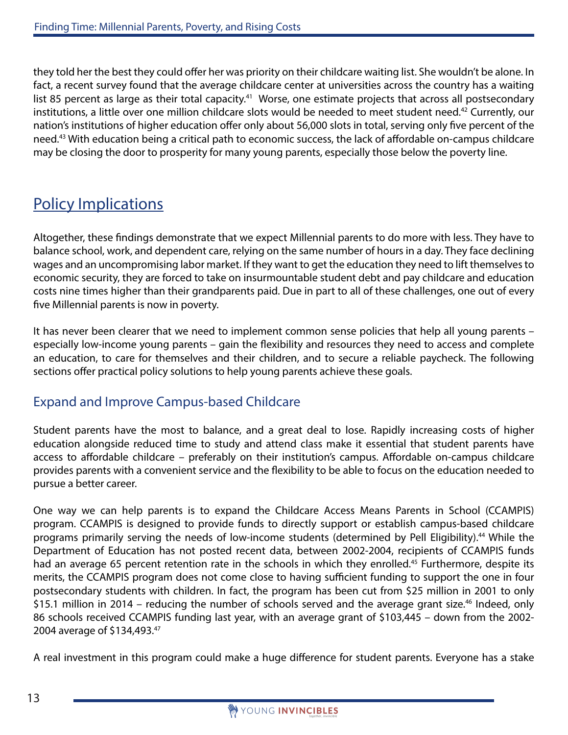they told her the best they could offer her was priority on their childcare waiting list. She wouldn't be alone. In fact, a recent survey found that the average childcare center at universities across the country has a waiting list 85 percent as large as their total capacity.[41] Worse, one estimate projects that across all postsecondary institutions, a little over one million childcare slots would be needed to meet student need.[42] Currently, our nation's institutions of higher education offer only about 56,000 slots in total, serving only five percent of the need.[43] With education being a critical path to economic success, the lack of affordable on-campus childcare may be closing the door to prosperity for many young parents, especially those below the poverty line.

## Policy Implications

Altogether, these findings demonstrate that we expect Millennial parents to do more with less. They have to balance school, work, and dependent care, relying on the same number of hours in a day. They face declining wages and an uncompromising labor market. If they want to get the education they need to lift themselves to economic security, they are forced to take on insurmountable student debt and pay childcare and education costs nine times higher than their grandparents paid. Due in part to all of these challenges, one out of every five Millennial parents is now in poverty.

It has never been clearer that we need to implement common sense policies that help all young parents – especially low-income young parents – gain the flexibility and resources they need to access and complete an education, to care for themselves and their children, and to secure a reliable paycheck. The following sections offer practical policy solutions to help young parents achieve these goals.

### Expand and Improve Campus-based Childcare

Student parents have the most to balance, and a great deal to lose. Rapidly increasing costs of higher education alongside reduced time to study and attend class make it essential that student parents have access to affordable childcare – preferably on their institution's campus. Affordable on-campus childcare provides parents with a convenient service and the flexibility to be able to focus on the education needed to pursue a better career.

One way we can help parents is to expand the Childcare Access Means Parents in School (CCAMPIS) program. CCAMPIS is designed to provide funds to directly support or establish campus-based childcare programs primarily serving the needs of low-income students (determined by Pell Eligibility).[44] While the Department of Education has not posted recent data, between 2002-2004, recipients of CCAMPIS funds had an average 65 percent retention rate in the schools in which they enrolled.[45] Furthermore, despite its merits, the CCAMPIS program does not come close to having sufficient funding to support the one in four postsecondary students with children. In fact, the program has been cut from $25 million in 2001 to only $15.1 million in 2014 – reducing the number of schools served and the average grant size.[46] Indeed, only 86 schools received CCAMPIS funding last year, with an average grant of $103,445 – down from the 2002-2004 average of $134,493.[47]

A real investment in this program could make a huge difference for student parents. Everyone has a stake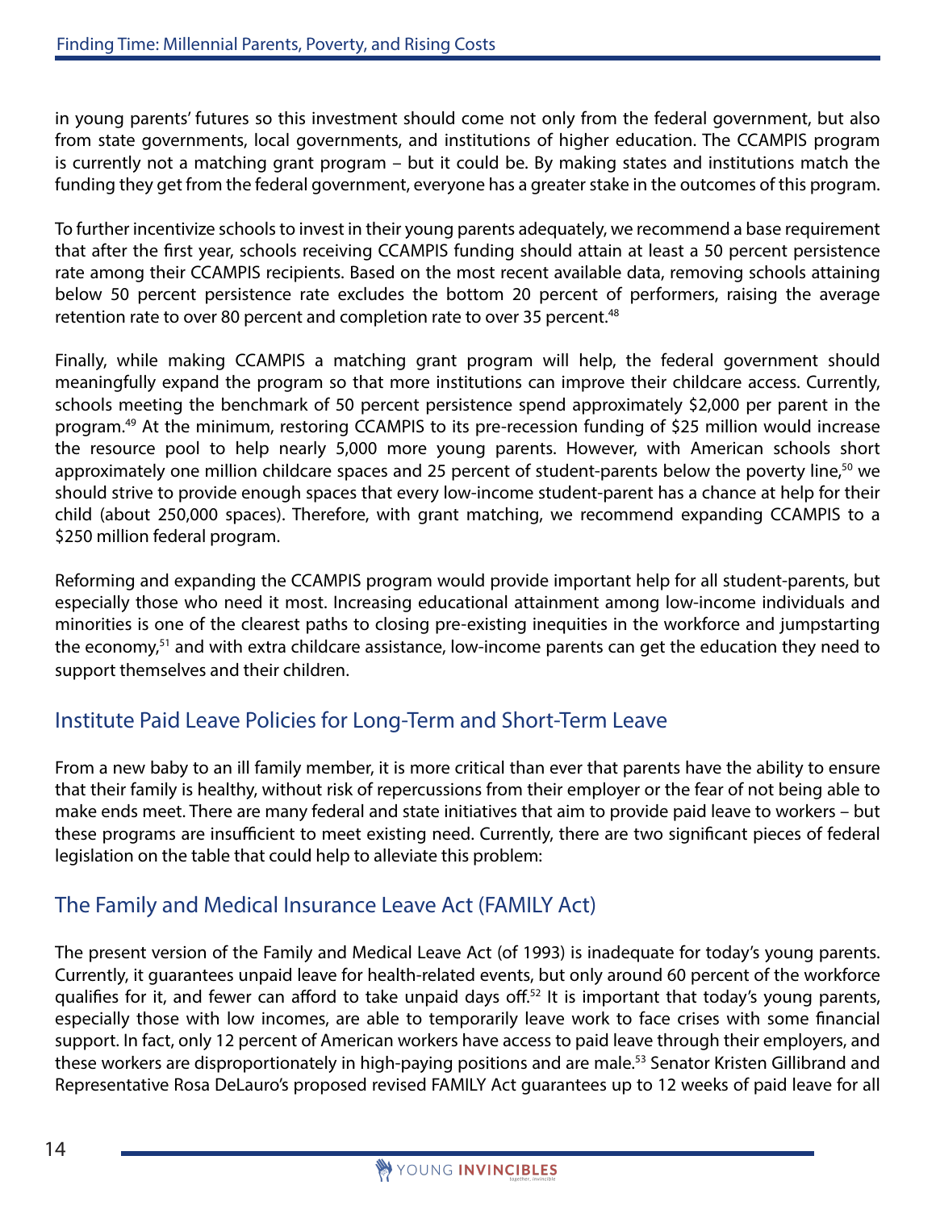in young parents' futures so this investment should come not only from the federal government, but also from state governments, local governments, and institutions of higher education. The CCAMPIS program is currently not a matching grant program – but it could be. By making states and institutions match the funding they get from the federal government, everyone has a greater stake in the outcomes of this program.

To further incentivize schools to invest in their young parents adequately, we recommend a base requirement that after the first year, schools receiving CCAMPIS funding should attain at least a 50 percent persistence rate among their CCAMPIS recipients. Based on the most recent available data, removing schools attaining below 50 percent persistence rate excludes the bottom 20 percent of performers, raising the average retention rate to over 80 percent and completion rate to over 35 percent.[48]

Finally, while making CCAMPIS a matching grant program will help, the federal government should meaningfully expand the program so that more institutions can improve their childcare access. Currently, schools meeting the benchmark of 50 percent persistence spend approximately $2,000 per parent in the program.[49] At the minimum, restoring CCAMPIS to its pre-recession funding of $25 million would increase the resource pool to help nearly 5,000 more young parents. However, with American schools short approximately one million childcare spaces and 25 percent of student-parents below the poverty line,[50] we should strive to provide enough spaces that every low-income student-parent has a chance at help for their child (about 250,000 spaces). Therefore, with grant matching, we recommend expanding CCAMPIS to a $250 million federal program.

Reforming and expanding the CCAMPIS program would provide important help for all student-parents, but especially those who need it most. Increasing educational attainment among low-income individuals and minorities is one of the clearest paths to closing pre-existing inequities in the workforce and jumpstarting the economy,[51] and with extra childcare assistance, low-income parents can get the education they need to support themselves and their children.

## Institute Paid Leave Policies for Long-Term and Short-Term Leave

From a new baby to an ill family member, it is more critical than ever that parents have the ability to ensure that their family is healthy, without risk of repercussions from their employer or the fear of not being able to make ends meet. There are many federal and state initiatives that aim to provide paid leave to workers – but these programs are insufficient to meet existing need. Currently, there are two significant pieces of federal legislation on the table that could help to alleviate this problem:

## The Family and Medical Insurance Leave Act (FAMILY Act)

The present version of the Family and Medical Leave Act (of 1993) is inadequate for today's young parents. Currently, it guarantees unpaid leave for health-related events, but only around 60 percent of the workforce qualifies for it, and fewer can afford to take unpaid days off.[52] It is important that today's young parents, especially those with low incomes, are able to temporarily leave work to face crises with some financial support. In fact, only 12 percent of American workers have access to paid leave through their employers, and these workers are disproportionately in high-paying positions and are male.[53] Senator Kristen Gillibrand and Representative Rosa DeLauro's proposed revised FAMILY Act guarantees up to 12 weeks of paid leave for all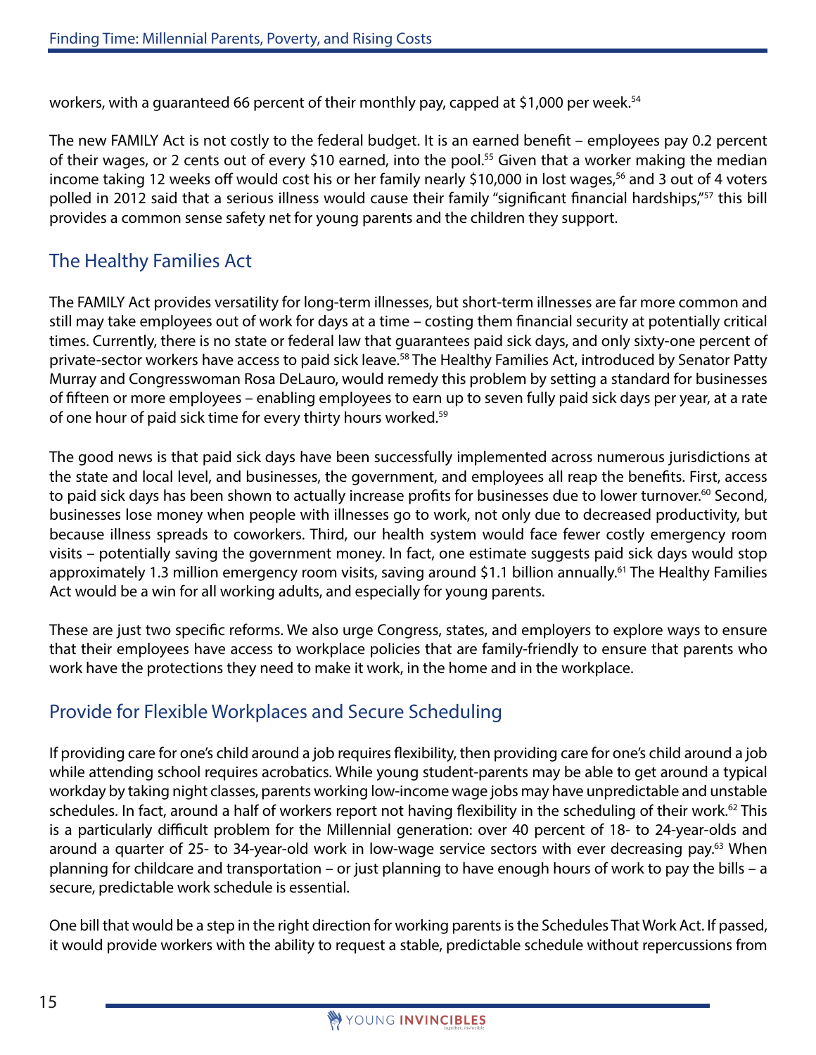workers, with a guaranteed 66 percent of their monthly pay, capped at $1,000 per week.[54]

The new FAMILY Act is not costly to the federal budget. It is an earned benefit – employees pay 0.2 percent of their wages, or 2 cents out of every $10 earned, into the pool.[55] Given that a worker making the median income taking 12 weeks off would cost his or her family nearly $10,000 in lost wages,[56] and 3 out of 4 voters polled in 2012 said that a serious illness would cause their family "significant financial hardships,"[57] this bill provides a common sense safety net for young parents and the children they support.

## The Healthy Families Act

The FAMILY Act provides versatility for long-term illnesses, but short-term illnesses are far more common and still may take employees out of work for days at a time – costing them financial security at potentially critical times. Currently, there is no state or federal law that guarantees paid sick days, and only sixty-one percent of private-sector workers have access to paid sick leave.[58] The Healthy Families Act, introduced by Senator Patty Murray and Congresswoman Rosa DeLauro, would remedy this problem by setting a standard for businesses of fifteen or more employees – enabling employees to earn up to seven fully paid sick days per year, at a rate of one hour of paid sick time for every thirty hours worked.[59]

The good news is that paid sick days have been successfully implemented across numerous jurisdictions at the state and local level, and businesses, the government, and employees all reap the benefits. First, access to paid sick days has been shown to actually increase profits for businesses due to lower turnover.[60] Second, businesses lose money when people with illnesses go to work, not only due to decreased productivity, but because illness spreads to coworkers. Third, our health system would face fewer costly emergency room visits – potentially saving the government money. In fact, one estimate suggests paid sick days would stop approximately 1.3 million emergency room visits, saving around $1.1 billion annually.[61] The Healthy Families Act would be a win for all working adults, and especially for young parents.

These are just two specific reforms. We also urge Congress, states, and employers to explore ways to ensure that their employees have access to workplace policies that are family-friendly to ensure that parents who work have the protections they need to make it work, in the home and in the workplace.

## Provide for Flexible Workplaces and Secure Scheduling

If providing care for one's child around a job requires flexibility, then providing care for one's child around a job while attending school requires acrobatics. While young student-parents may be able to get around a typical workday by taking night classes, parents working low-income wage jobs may have unpredictable and unstable schedules. In fact, around a half of workers report not having flexibility in the scheduling of their work.[62] This is a particularly difficult problem for the Millennial generation: over 40 percent of 18- to 24-year-olds and around a quarter of 25- to 34-year-old work in low-wage service sectors with ever decreasing pay.[63] When planning for childcare and transportation – or just planning to have enough hours of work to pay the bills – a secure, predictable work schedule is essential.

One bill that would be a step in the right direction for working parents is the Schedules That Work Act. If passed, it would provide workers with the ability to request a stable, predictable schedule without repercussions from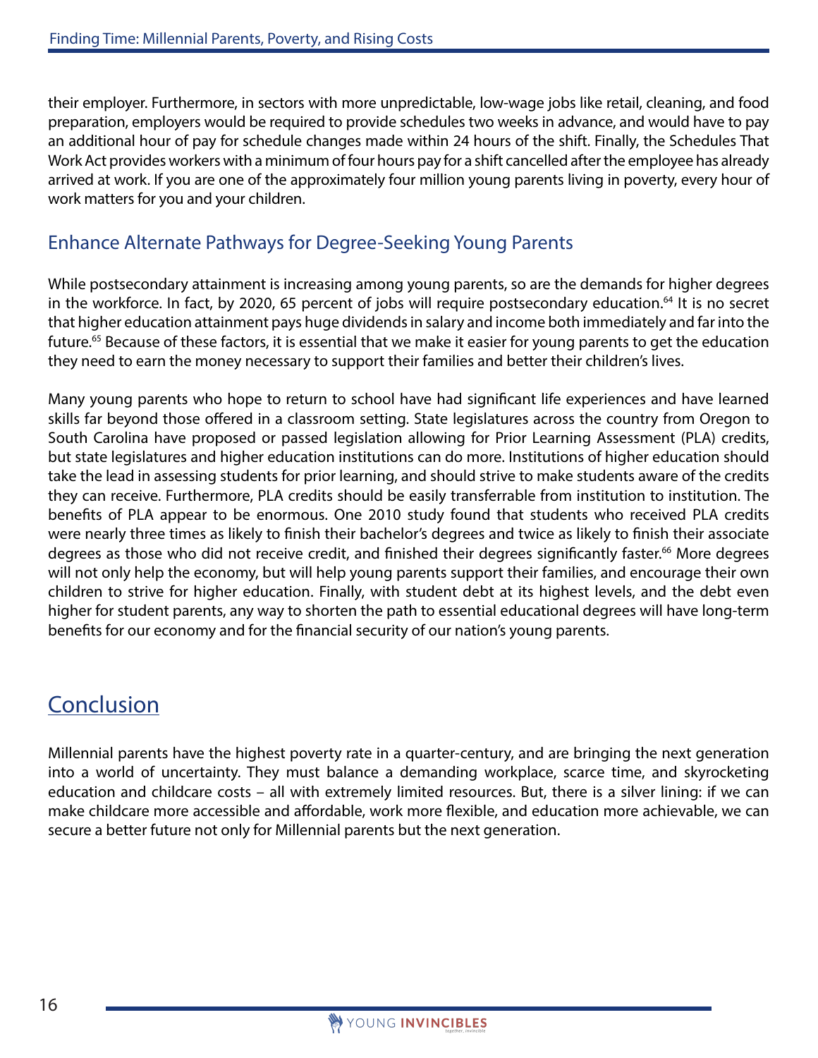their employer. Furthermore, in sectors with more unpredictable, low-wage jobs like retail, cleaning, and food preparation, employers would be required to provide schedules two weeks in advance, and would have to pay an additional hour of pay for schedule changes made within 24 hours of the shift. Finally, the Schedules That Work Act provides workers with a minimum of four hours pay for a shift cancelled after the employee has already arrived at work. If you are one of the approximately four million young parents living in poverty, every hour of work matters for you and your children.

## Enhance Alternate Pathways for Degree-Seeking Young Parents

While postsecondary attainment is increasing among young parents, so are the demands for higher degrees in the workforce. In fact, by 2020, 65 percent of jobs will require postsecondary education.[64] It is no secret that higher education attainment pays huge dividends in salary and income both immediately and far into the future.[65] Because of these factors, it is essential that we make it easier for young parents to get the education they need to earn the money necessary to support their families and better their children's lives.

Many young parents who hope to return to school have had significant life experiences and have learned skills far beyond those offered in a classroom setting. State legislatures across the country from Oregon to South Carolina have proposed or passed legislation allowing for Prior Learning Assessment (PLA) credits, but state legislatures and higher education institutions can do more. Institutions of higher education should take the lead in assessing students for prior learning, and should strive to make students aware of the credits they can receive. Furthermore, PLA credits should be easily transferrable from institution to institution. The benefits of PLA appear to be enormous. One 2010 study found that students who received PLA credits were nearly three times as likely to finish their bachelor's degrees and twice as likely to finish their associate degrees as those who did not receive credit, and finished their degrees significantly faster.[66] More degrees will not only help the economy, but will help young parents support their families, and encourage their own children to strive for higher education. Finally, with student debt at its highest levels, and the debt even higher for student parents, any way to shorten the path to essential educational degrees will have long-term benefits for our economy and for the financial security of our nation's young parents.

# Conclusion

Millennial parents have the highest poverty rate in a quarter-century, and are bringing the next generation into a world of uncertainty. They must balance a demanding workplace, scarce time, and skyrocketing education and childcare costs – all with extremely limited resources. But, there is a silver lining: if we can make childcare more accessible and affordable, work more flexible, and education more achievable, we can secure a better future not only for Millennial parents but the next generation.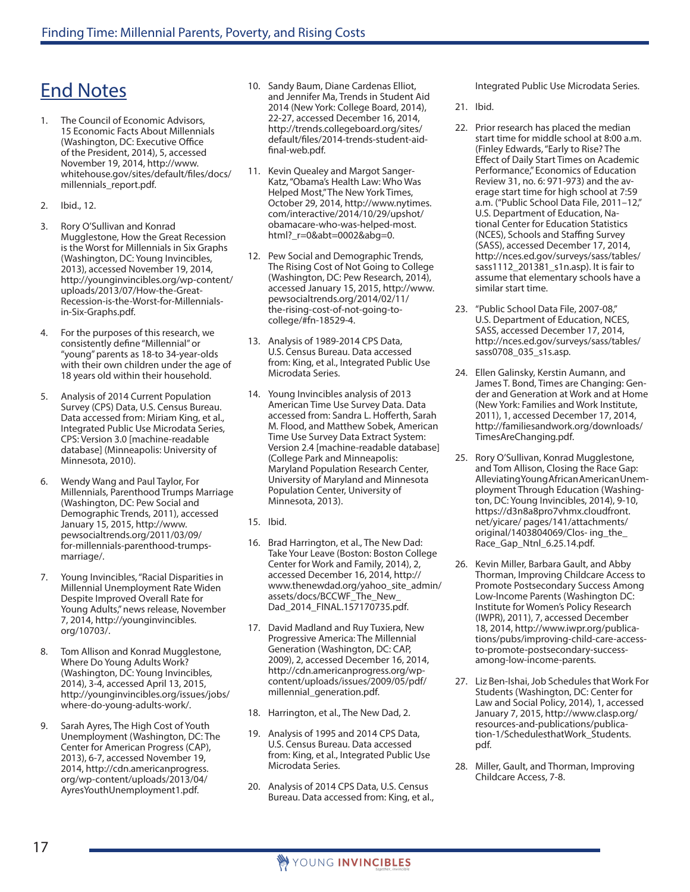# End Notes

1. The Council of Economic Advisors, 15 Economic Facts About Millennials (Washington, DC: Executive Office of the President, 2014), 5, accessed November 19, 2014, http://www.whitehouse.gov/sites/default/files/docs/millennials_report.pdf.

2. Ibid., 12.

3. Rory O'Sullivan and Konrad Mugglestone, How the Great Recession is the Worst for Millennials in Six Graphs (Washington, DC: Young Invincibles, 2013), accessed November 19, 2014, http://younginvincibles.org/wp-content/uploads/2013/07/How-the-Great-Recession-is-the-Worst-for-Millennials-in-Six-Graphs.pdf.

4. For the purposes of this research, we consistently define "Millennial" or "young" parents as 18-to 34-year-olds with their own children under the age of 18 years old within their household.

5. Analysis of 2014 Current Population Survey (CPS) Data, U.S. Census Bureau. Data accessed from: Miriam King, et al., Integrated Public Use Microdata Series, CPS: Version 3.0 [machine-readable database] (Minneapolis: University of Minnesota, 2010).

6. Wendy Wang and Paul Taylor, For Millennials, Parenthood Trumps Marriage (Washington, DC: Pew Social and Demographic Trends, 2011), accessed January 15, 2015, http://www.pewsocialtrends.org/2011/03/09/for-millennials-parenthood-trumps-marriage/.

7. Young Invincibles, "Racial Disparities in Millennial Unemployment Rate Widen Despite Improved Overall Rate for Young Adults," news release, November 7, 2014, http://younginvincibles.org/10703/.

8. Tom Allison and Konrad Mugglestone, Where Do Young Adults Work? (Washington, DC: Young Invincibles, 2014), 3-4, accessed April 13, 2015, http://younginvincibles.org/issues/jobs/where-do-young-adults-work/.

9. Sarah Ayres, The High Cost of Youth Unemployment (Washington, DC: The Center for American Progress (CAP), 2013), 6-7, accessed November 19, 2014, http://cdn.americanprogress.org/wp-content/uploads/2013/04/AyresYouthUnemployment1.pdf.

10. Sandy Baum, Diane Cardenas Elliot, and Jennifer Ma, Trends in Student Aid 2014 (New York: College Board, 2014), 22-27, accessed December 16, 2014, http://trends.collegeboard.org/sites/default/files/2014-trends-student-aid-final-web.pdf.

11. Kevin Quealey and Margot Sanger-Katz, "Obama's Health Law: Who Was Helped Most," The New York Times, October 29, 2014, http://www.nytimes.com/interactive/2014/10/29/upshot/obamacare-who-was-helped-most.html?_r=0&abt=0002&abg=0.

12. Pew Social and Demographic Trends, The Rising Cost of Not Going to College (Washington, DC: Pew Research, 2014), accessed January 15, 2015, http://www.pewsocialtrends.org/2014/02/11/the-rising-cost-of-not-going-to-college/#fn-18529-4.

13. Analysis of 1989-2014 CPS Data, U.S. Census Bureau. Data accessed from: King, et al., Integrated Public Use Microdata Series.

14. Young Invincibles analysis of 2013 American Time Use Survey Data. Data accessed from: Sandra L. Hofferth, Sarah M. Flood, and Matthew Sobek, American Time Use Survey Data Extract System: Version 2.4 [machine-readable database] (College Park and Minneapolis: Maryland Population Research Center, University of Maryland and Minnesota Population Center, University of Minnesota, 2013).

15. Ibid.

16. Brad Harrington, et al., The New Dad: Take Your Leave (Boston: Boston College Center for Work and Family, 2014), 2, accessed December 16, 2014, http://www.thenewdad.org/yahoo_site_admin/assets/docs/BCCWF_The_New_Dad_2014_FINAL.157170735.pdf.

17. David Madland and Ruy Tuxiera, New Progressive America: The Millennial Generation (Washington, DC: CAP, 2009), 2, accessed December 16, 2014, http://cdn.americanprogress.org/wp-content/uploads/issues/2009/05/pdf/millennial_generation.pdf.

18. Harrington, et al., The New Dad, 2.

19. Analysis of 1995 and 2014 CPS Data, U.S. Census Bureau. Data accessed from: King, et al., Integrated Public Use Microdata Series.

20. Analysis of 2014 CPS Data, U.S. Census Bureau. Data accessed from: King, et al., Integrated Public Use Microdata Series.

21. Ibid.

22. Prior research has placed the median start time for middle school at 8:00 a.m. (Finley Edwards, "Early to Rise? The Effect of Daily Start Times on Academic Performance," Economics of Education Review 31, no. 6: 971-973) and the average start time for high school at 7:59 a.m. ("Public School Data File, 2011–12," U.S. Department of Education, National Center for Education Statistics (NCES), Schools and Staffing Survey (SASS), accessed December 17, 2014, http://nces.ed.gov/surveys/sass/tables/sass1112_201381_s1n.asp). It is fair to assume that elementary schools have a similar start time.

23. "Public School Data File, 2007-08," U.S. Department of Education, NCES, SASS, accessed December 17, 2014, http://nces.ed.gov/surveys/sass/tables/sass0708_035_s1s.asp.

24. Ellen Galinsky, Kerstin Aumann, and James T. Bond, Times are Changing: Gender and Generation at Work and at Home (New York: Families and Work Institute, 2011), 1, accessed December 17, 2014, http://familiesandwork.org/downloads/TimesAreChanging.pdf.

25. Rory O'Sullivan, Konrad Mugglestone, and Tom Allison, Closing the Race Gap: Alleviating Young African American Unemployment Through Education (Washington, DC: Young Invincibles, 2014), 9-10, https://d3n8a8pro7vhmx.cloudfront.net/yicare/ pages/141/attachments/original/1403804069/Clos- ing_the_Race_Gap_Ntnl_6.25.14.pdf.

26. Kevin Miller, Barbara Gault, and Abby Thorman, Improving Childcare Access to Promote Postsecondary Success Among Low-Income Parents (Washington DC: Institute for Women's Policy Research (IWPR), 2011), 7, accessed December 18, 2014, http://www.iwpr.org/publications/pubs/improving-child-care-access-to-promote-postsecondary-success-among-low-income-parents.

27. Liz Ben-Ishai, Job Schedules that Work For Students (Washington, DC: Center for Law and Social Policy, 2014), 1, accessed January 7, 2015, http://www.clasp.org/resources-and-publications/publication-1/SchedulesthatWork_Students.pdf.

28. Miller, Gault, and Thorman, Improving Childcare Access, 7-8.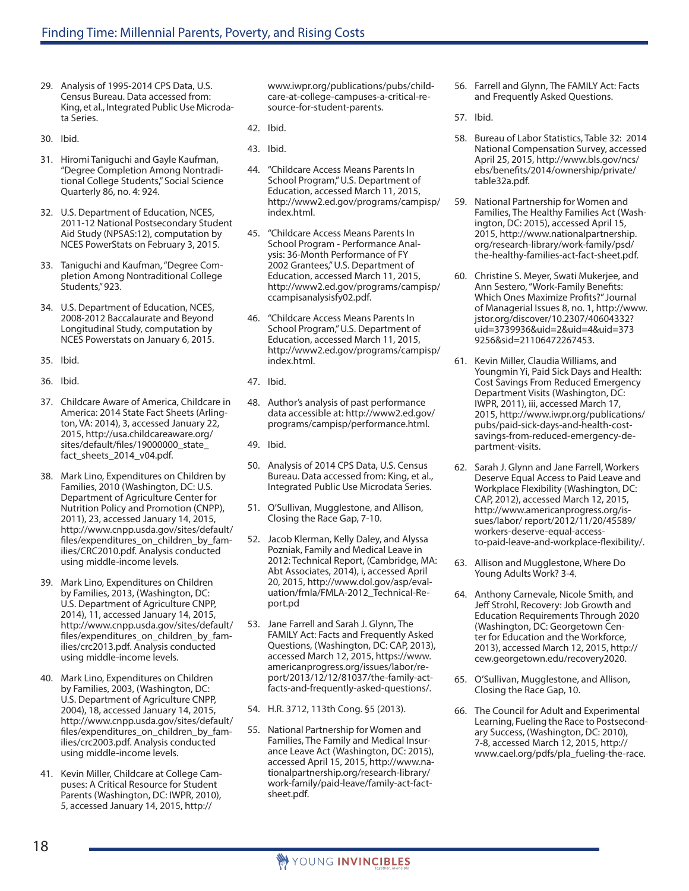29. Analysis of 1995-2014 CPS Data, U.S. Census Bureau. Data accessed from: King, et al., Integrated Public Use Microdata Series.

30. Ibid.

31. Hiromi Taniguchi and Gayle Kaufman, "Degree Completion Among Nontraditional College Students," Social Science Quarterly 86, no. 4: 924.

32. U.S. Department of Education, NCES, 2011-12 National Postsecondary Student Aid Study (NPSAS:12), computation by NCES PowerStats on February 3, 2015.

33. Taniguchi and Kaufman, "Degree Completion Among Nontraditional College Students," 923.

34. U.S. Department of Education, NCES, 2008-2012 Baccalaureate and Beyond Longitudinal Study, computation by NCES Powerstats on January 6, 2015.

35. Ibid.

36. Ibid.

37. Childcare Aware of America, Childcare in America: 2014 State Fact Sheets (Arlington, VA: 2014), 3, accessed January 22, 2015, http://usa.childcareaware.org/sites/default/files/19000000_state_fact_sheets_2014_v04.pdf.

38. Mark Lino, Expenditures on Children by Families, 2010 (Washington, DC: U.S. Department of Agriculture Center for Nutrition Policy and Promotion (CNPP), 2011), 23, accessed January 14, 2015, http://www.cnpp.usda.gov/sites/default/files/expenditures_on_children_by_families/CRC2010.pdf. Analysis conducted using middle-income levels.

39. Mark Lino, Expenditures on Children by Families, 2013, (Washington, DC: U.S. Department of Agriculture CNPP, 2014), 11, accessed January 14, 2015, http://www.cnpp.usda.gov/sites/default/files/expenditures_on_children_by_families/crc2013.pdf. Analysis conducted using middle-income levels.

40. Mark Lino, Expenditures on Children by Families, 2003, (Washington, DC: U.S. Department of Agriculture CNPP, 2004), 18, accessed January 14, 2015, http://www.cnpp.usda.gov/sites/default/files/expenditures_on_children_by_families/crc2003.pdf. Analysis conducted using middle-income levels.

41. Kevin Miller, Childcare at College Campuses: A Critical Resource for Student Parents (Washington, DC: IWPR, 2010), 5, accessed January 14, 2015, http://www.iwpr.org/publications/pubs/child-care-at-college-campuses-a-critical-resource-for-student-parents.

42. Ibid.

43. Ibid.

44. "Childcare Access Means Parents In School Program," U.S. Department of Education, accessed March 11, 2015, http://www2.ed.gov/programs/campisp/index.html.

45. "Childcare Access Means Parents In School Program - Performance Analysis: 36-Month Performance of FY 2002 Grantees," U.S. Department of Education, accessed March 11, 2015, http://www2.ed.gov/programs/campisp/ccampisanalysisfy02.pdf.

46. "Childcare Access Means Parents In School Program," U.S. Department of Education, accessed March 11, 2015, http://www2.ed.gov/programs/campisp/index.html.

47. Ibid.

48. Author's analysis of past performance data accessible at: http://www2.ed.gov/programs/campisp/performance.html.

49. Ibid.

50. Analysis of 2014 CPS Data, U.S. Census Bureau. Data accessed from: King, et al., Integrated Public Use Microdata Series.

51. O'Sullivan, Mugglestone, and Allison, Closing the Race Gap, 7-10.

52. Jacob Klerman, Kelly Daley, and Alyssa Pozniak, Family and Medical Leave in 2012: Technical Report, (Cambridge, MA: Abt Associates, 2014), i, accessed April 20, 2015, http://www.dol.gov/asp/evaluation/fmla/FMLA-2012_Technical-Report.pd

53. Jane Farrell and Sarah J. Glynn, The FAMILY Act: Facts and Frequently Asked Questions, (Washington, DC: CAP, 2013), accessed March 12, 2015, https://www.americanprogress.org/issues/labor/report/2013/12/12/81037/the-family-act-facts-and-frequently-asked-questions/.

54. H.R. 3712, 113th Cong. §5 (2013).

55. National Partnership for Women and Families, The Family and Medical Insurance Leave Act (Washington, DC: 2015), accessed April 15, 2015, http://www.nationalpartnership.org/research-library/work-family/paid-leave/family-act-fact-sheet.pdf.

56. Farrell and Glynn, The FAMILY Act: Facts and Frequently Asked Questions.

57. Ibid.

58. Bureau of Labor Statistics, Table 32: 2014 National Compensation Survey, accessed April 25, 2015, http://www.bls.gov/ncs/ebs/benefits/2014/ownership/private/table32a.pdf.

59. National Partnership for Women and Families, The Healthy Families Act (Washington, DC: 2015), accessed April 15, 2015, http://www.nationalpartnership.org/research-library/work-family/psd/the-healthy-families-act-fact-sheet.pdf.

60. Christine S. Meyer, Swati Mukerjee, and Ann Sestero, "Work-Family Benefits: Which Ones Maximize Profits?" Journal of Managerial Issues 8, no. 1, http://www.jstor.org/discover/10.2307/40604332?uid=3739936&uid=2&uid=4&uid=3739256&sid=21106472267453.

61. Kevin Miller, Claudia Williams, and Youngmin Yi, Paid Sick Days and Health: Cost Savings From Reduced Emergency Department Visits (Washington, DC: IWPR, 2011), iii, accessed March 17, 2015, http://www.iwpr.org/publications/pubs/paid-sick-days-and-health-cost-savings-from-reduced-emergency-department-visits.

62. Sarah J. Glynn and Jane Farrell, Workers Deserve Equal Access to Paid Leave and Workplace Flexibility (Washington, DC: CAP, 2012), accessed March 12, 2015, http://www.americanprogress.org/issues/labor/ report/2012/11/20/45589/workers-deserve-equal-access-to-paid-leave-and-workplace-flexibility/.

63. Allison and Mugglestone, Where Do Young Adults Work? 3-4.

64. Anthony Carnevale, Nicole Smith, and Jeff Strohl, Recovery: Job Growth and Education Requirements Through 2020 (Washington, DC: Georgetown Center for Education and the Workforce, 2013), accessed March 12, 2015, http://cew.georgetown.edu/recovery2020.

65. O'Sullivan, Mugglestone, and Allison, Closing the Race Gap, 10.

66. The Council for Adult and Experimental Learning, Fueling the Race to Postsecondary Success, (Washington, DC: 2010), 7-8, accessed March 12, 2015, http://www.cael.org/pdfs/pla_fueling-the-race.